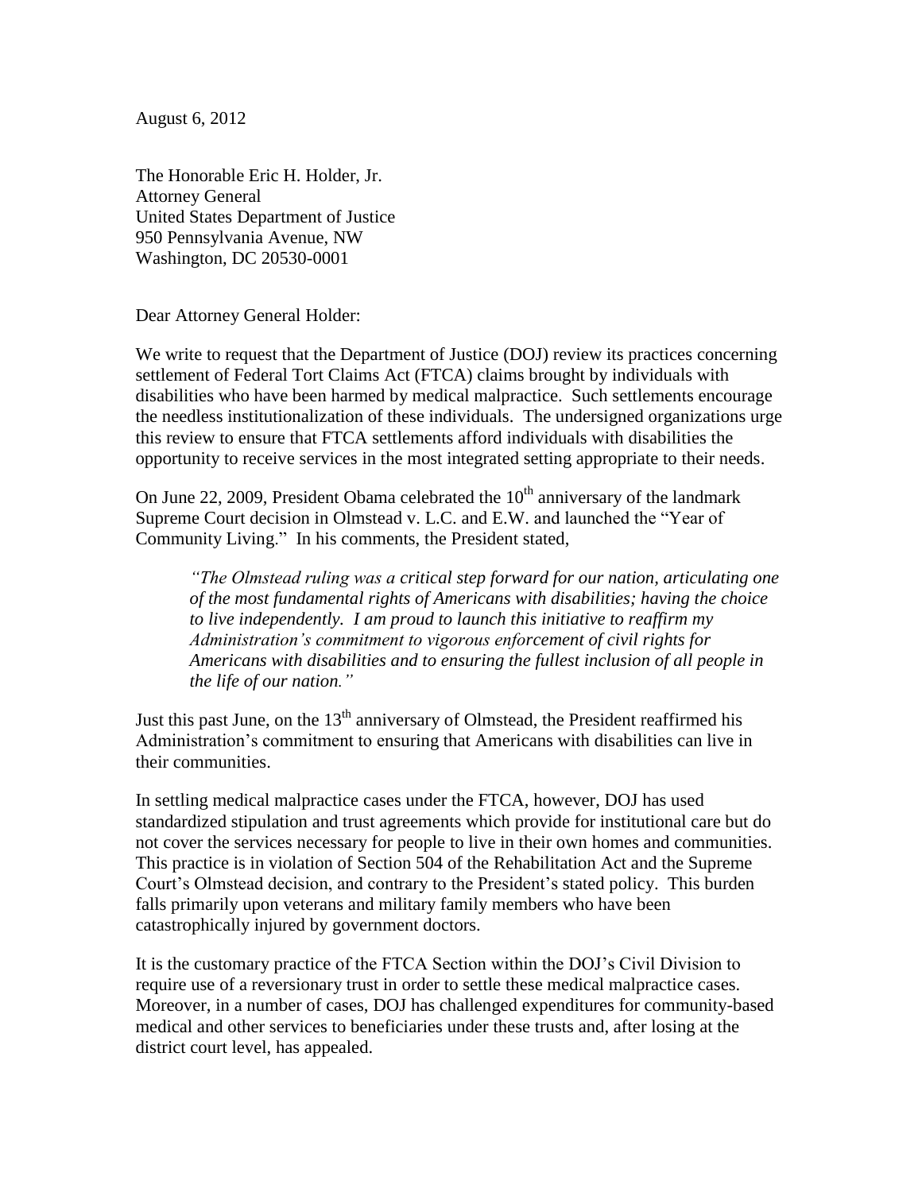August 6, 2012

The Honorable Eric H. Holder, Jr.
Attorney General
United States Department of Justice
950 Pennsylvania Avenue, NW
Washington, DC 20530-0001

Dear Attorney General Holder:

We write to request that the Department of Justice (DOJ) review its practices concerning settlement of Federal Tort Claims Act (FTCA) claims brought by individuals with disabilities who have been harmed by medical malpractice. Such settlements encourage the needless institutionalization of these individuals. The undersigned organizations urge this review to ensure that FTCA settlements afford individuals with disabilities the opportunity to receive services in the most integrated setting appropriate to their needs.

On June 22, 2009, President Obama celebrated the 10th anniversary of the landmark Supreme Court decision in Olmstead v. L.C. and E.W. and launched the "Year of Community Living." In his comments, the President stated,

> *"The Olmstead ruling was a critical step forward for our nation, articulating one of the most fundamental rights of Americans with disabilities; having the choice to live independently. I am proud to launch this initiative to reaffirm my Administration's commitment to vigorous enforcement of civil rights for Americans with disabilities and to ensuring the fullest inclusion of all people in the life of our nation."*

Just this past June, on the 13th anniversary of Olmstead, the President reaffirmed his Administration's commitment to ensuring that Americans with disabilities can live in their communities.

In settling medical malpractice cases under the FTCA, however, DOJ has used standardized stipulation and trust agreements which provide for institutional care but do not cover the services necessary for people to live in their own homes and communities. This practice is in violation of Section 504 of the Rehabilitation Act and the Supreme Court's Olmstead decision, and contrary to the President's stated policy. This burden falls primarily upon veterans and military family members who have been catastrophically injured by government doctors.

It is the customary practice of the FTCA Section within the DOJ's Civil Division to require use of a reversionary trust in order to settle these medical malpractice cases. Moreover, in a number of cases, DOJ has challenged expenditures for community-based medical and other services to beneficiaries under these trusts and, after losing at the district court level, has appealed.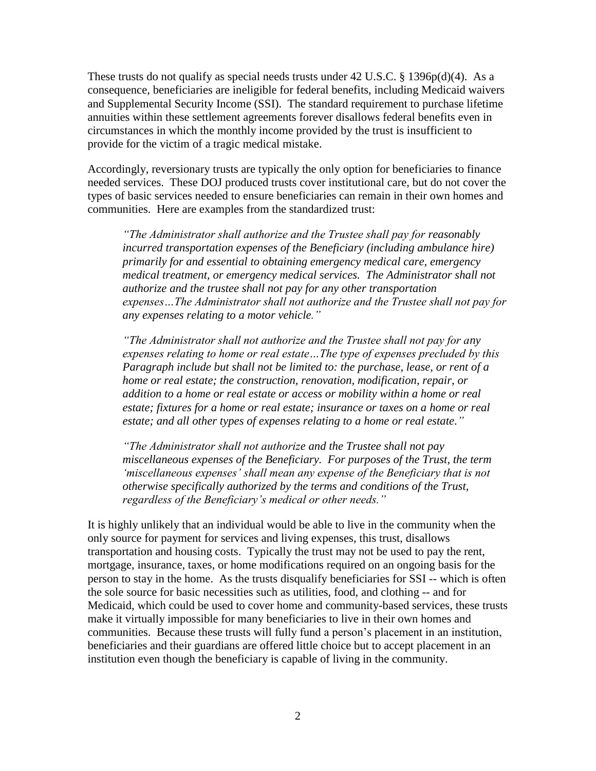These trusts do not qualify as special needs trusts under 42 U.S.C. § 1396p(d)(4). As a consequence, beneficiaries are ineligible for federal benefits, including Medicaid waivers and Supplemental Security Income (SSI). The standard requirement to purchase lifetime annuities within these settlement agreements forever disallows federal benefits even in circumstances in which the monthly income provided by the trust is insufficient to provide for the victim of a tragic medical mistake.

Accordingly, reversionary trusts are typically the only option for beneficiaries to finance needed services. These DOJ produced trusts cover institutional care, but do not cover the types of basic services needed to ensure beneficiaries can remain in their own homes and communities. Here are examples from the standardized trust:

> *"The Administrator shall authorize and the Trustee shall pay for reasonably incurred transportation expenses of the Beneficiary (including ambulance hire) primarily for and essential to obtaining emergency medical care, emergency medical treatment, or emergency medical services. The Administrator shall not authorize and the trustee shall not pay for any other transportation expenses…The Administrator shall not authorize and the Trustee shall not pay for any expenses relating to a motor vehicle."*
>
> *"The Administrator shall not authorize and the Trustee shall not pay for any expenses relating to home or real estate…The type of expenses precluded by this Paragraph include but shall not be limited to: the purchase, lease, or rent of a home or real estate; the construction, renovation, modification, repair, or addition to a home or real estate or access or mobility within a home or real estate; fixtures for a home or real estate; insurance or taxes on a home or real estate; and all other types of expenses relating to a home or real estate."*
>
> *"The Administrator shall not authorize and the Trustee shall not pay miscellaneous expenses of the Beneficiary. For purposes of the Trust, the term 'miscellaneous expenses' shall mean any expense of the Beneficiary that is not otherwise specifically authorized by the terms and conditions of the Trust, regardless of the Beneficiary's medical or other needs."*

It is highly unlikely that an individual would be able to live in the community when the only source for payment for services and living expenses, this trust, disallows transportation and housing costs. Typically the trust may not be used to pay the rent, mortgage, insurance, taxes, or home modifications required on an ongoing basis for the person to stay in the home. As the trusts disqualify beneficiaries for SSI -- which is often the sole source for basic necessities such as utilities, food, and clothing -- and for Medicaid, which could be used to cover home and community-based services, these trusts make it virtually impossible for many beneficiaries to live in their own homes and communities. Because these trusts will fully fund a person's placement in an institution, beneficiaries and their guardians are offered little choice but to accept placement in an institution even though the beneficiary is capable of living in the community.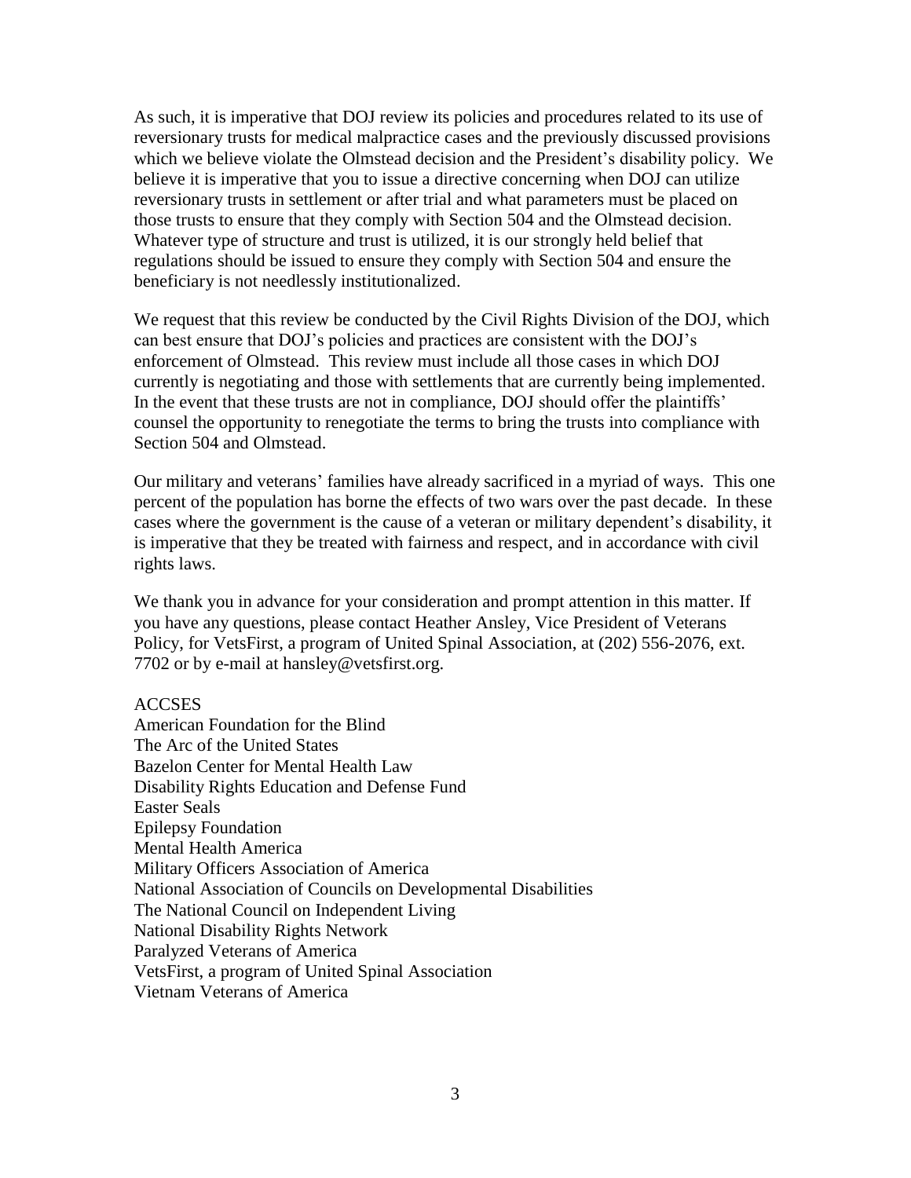As such, it is imperative that DOJ review its policies and procedures related to its use of reversionary trusts for medical malpractice cases and the previously discussed provisions which we believe violate the Olmstead decision and the President's disability policy. We believe it is imperative that you to issue a directive concerning when DOJ can utilize reversionary trusts in settlement or after trial and what parameters must be placed on those trusts to ensure that they comply with Section 504 and the Olmstead decision. Whatever type of structure and trust is utilized, it is our strongly held belief that regulations should be issued to ensure they comply with Section 504 and ensure the beneficiary is not needlessly institutionalized.

We request that this review be conducted by the Civil Rights Division of the DOJ, which can best ensure that DOJ's policies and practices are consistent with the DOJ's enforcement of Olmstead. This review must include all those cases in which DOJ currently is negotiating and those with settlements that are currently being implemented. In the event that these trusts are not in compliance, DOJ should offer the plaintiffs' counsel the opportunity to renegotiate the terms to bring the trusts into compliance with Section 504 and Olmstead.

Our military and veterans' families have already sacrificed in a myriad of ways. This one percent of the population has borne the effects of two wars over the past decade. In these cases where the government is the cause of a veteran or military dependent's disability, it is imperative that they be treated with fairness and respect, and in accordance with civil rights laws.

We thank you in advance for your consideration and prompt attention in this matter. If you have any questions, please contact Heather Ansley, Vice President of Veterans Policy, for VetsFirst, a program of United Spinal Association, at (202) 556-2076, ext. 7702 or by e-mail at hansley@vetsfirst.org.

ACCSES  
American Foundation for the Blind  
The Arc of the United States  
Bazelon Center for Mental Health Law  
Disability Rights Education and Defense Fund  
Easter Seals  
Epilepsy Foundation  
Mental Health America  
Military Officers Association of America  
National Association of Councils on Developmental Disabilities  
The National Council on Independent Living  
National Disability Rights Network  
Paralyzed Veterans of America  
VetsFirst, a program of United Spinal Association  
Vietnam Veterans of America